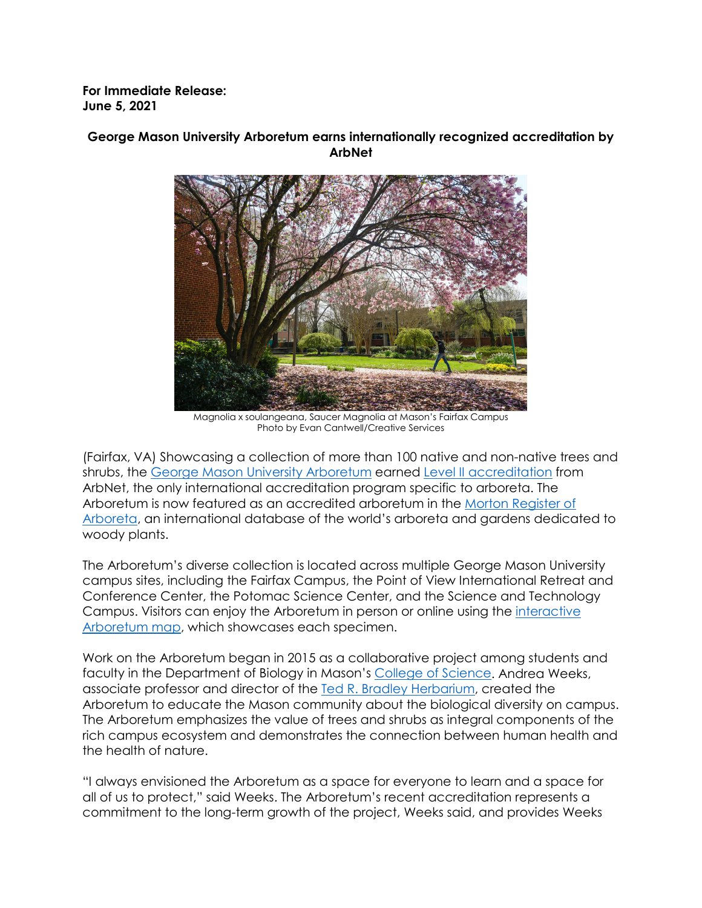**For Immediate Release:**
**June 5, 2021**

**George Mason University Arboretum earns internationally recognized accreditation by ArbNet**

Magnolia x soulangeana, Saucer Magnolia at Mason's Fairfax Campus
Photo by Evan Cantwell/Creative Services

(Fairfax, VA) Showcasing a collection of more than 100 native and non-native trees and shrubs, the George Mason University Arboretum earned Level II accreditation from ArbNet, the only international accreditation program specific to arboreta. The Arboretum is now featured as an accredited arboretum in the Morton Register of Arboreta, an international database of the world's arboreta and gardens dedicated to woody plants.

The Arboretum's diverse collection is located across multiple George Mason University campus sites, including the Fairfax Campus, the Point of View International Retreat and Conference Center, the Potomac Science Center, and the Science and Technology Campus. Visitors can enjoy the Arboretum in person or online using the interactive Arboretum map, which showcases each specimen.

Work on the Arboretum began in 2015 as a collaborative project among students and faculty in the Department of Biology in Mason's College of Science. Andrea Weeks, associate professor and director of the Ted R. Bradley Herbarium, created the Arboretum to educate the Mason community about the biological diversity on campus. The Arboretum emphasizes the value of trees and shrubs as integral components of the rich campus ecosystem and demonstrates the connection between human health and the health of nature.

"I always envisioned the Arboretum as a space for everyone to learn and a space for all of us to protect," said Weeks. The Arboretum's recent accreditation represents a commitment to the long-term growth of the project, Weeks said, and provides Weeks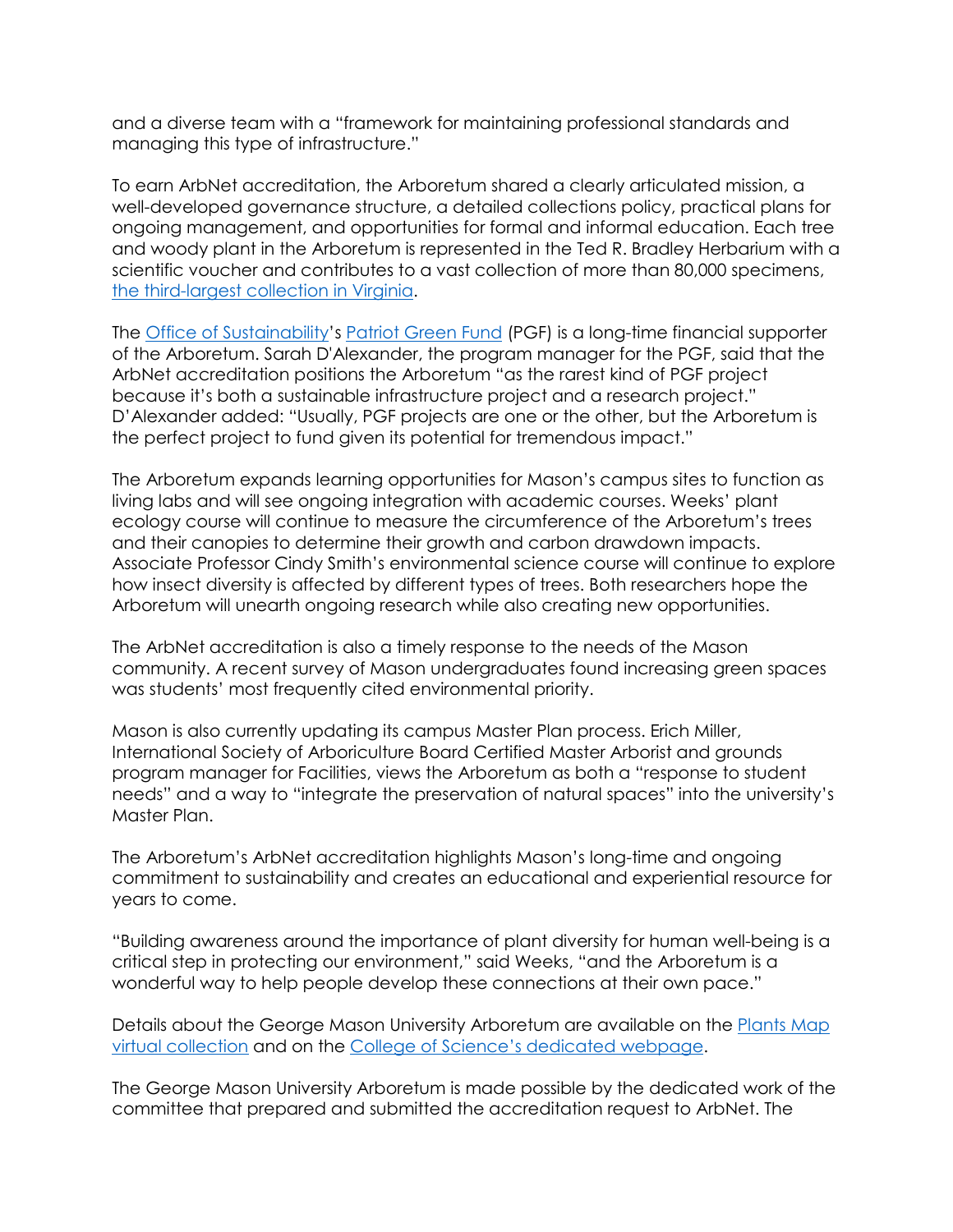and a diverse team with a "framework for maintaining professional standards and managing this type of infrastructure."

To earn ArbNet accreditation, the Arboretum shared a clearly articulated mission, a well-developed governance structure, a detailed collections policy, practical plans for ongoing management, and opportunities for formal and informal education. Each tree and woody plant in the Arboretum is represented in the Ted R. Bradley Herbarium with a scientific voucher and contributes to a vast collection of more than 80,000 specimens, [the third-largest collection in Virginia].

The [Office of Sustainability]'s [Patriot Green Fund] (PGF) is a long-time financial supporter of the Arboretum. Sarah D'Alexander, the program manager for the PGF, said that the ArbNet accreditation positions the Arboretum "as the rarest kind of PGF project because it's both a sustainable infrastructure project and a research project." D'Alexander added: "Usually, PGF projects are one or the other, but the Arboretum is the perfect project to fund given its potential for tremendous impact."

The Arboretum expands learning opportunities for Mason's campus sites to function as living labs and will see ongoing integration with academic courses. Weeks' plant ecology course will continue to measure the circumference of the Arboretum's trees and their canopies to determine their growth and carbon drawdown impacts. Associate Professor Cindy Smith's environmental science course will continue to explore how insect diversity is affected by different types of trees. Both researchers hope the Arboretum will unearth ongoing research while also creating new opportunities.

The ArbNet accreditation is also a timely response to the needs of the Mason community. A recent survey of Mason undergraduates found increasing green spaces was students' most frequently cited environmental priority.

Mason is also currently updating its campus Master Plan process. Erich Miller, International Society of Arboriculture Board Certified Master Arborist and grounds program manager for Facilities, views the Arboretum as both a "response to student needs" and a way to "integrate the preservation of natural spaces" into the university's Master Plan.

The Arboretum's ArbNet accreditation highlights Mason's long-time and ongoing commitment to sustainability and creates an educational and experiential resource for years to come.

"Building awareness around the importance of plant diversity for human well-being is a critical step in protecting our environment," said Weeks, "and the Arboretum is a wonderful way to help people develop these connections at their own pace."

Details about the George Mason University Arboretum are available on the [Plants Map virtual collection] and on the [College of Science's dedicated webpage].

The George Mason University Arboretum is made possible by the dedicated work of the committee that prepared and submitted the accreditation request to ArbNet. The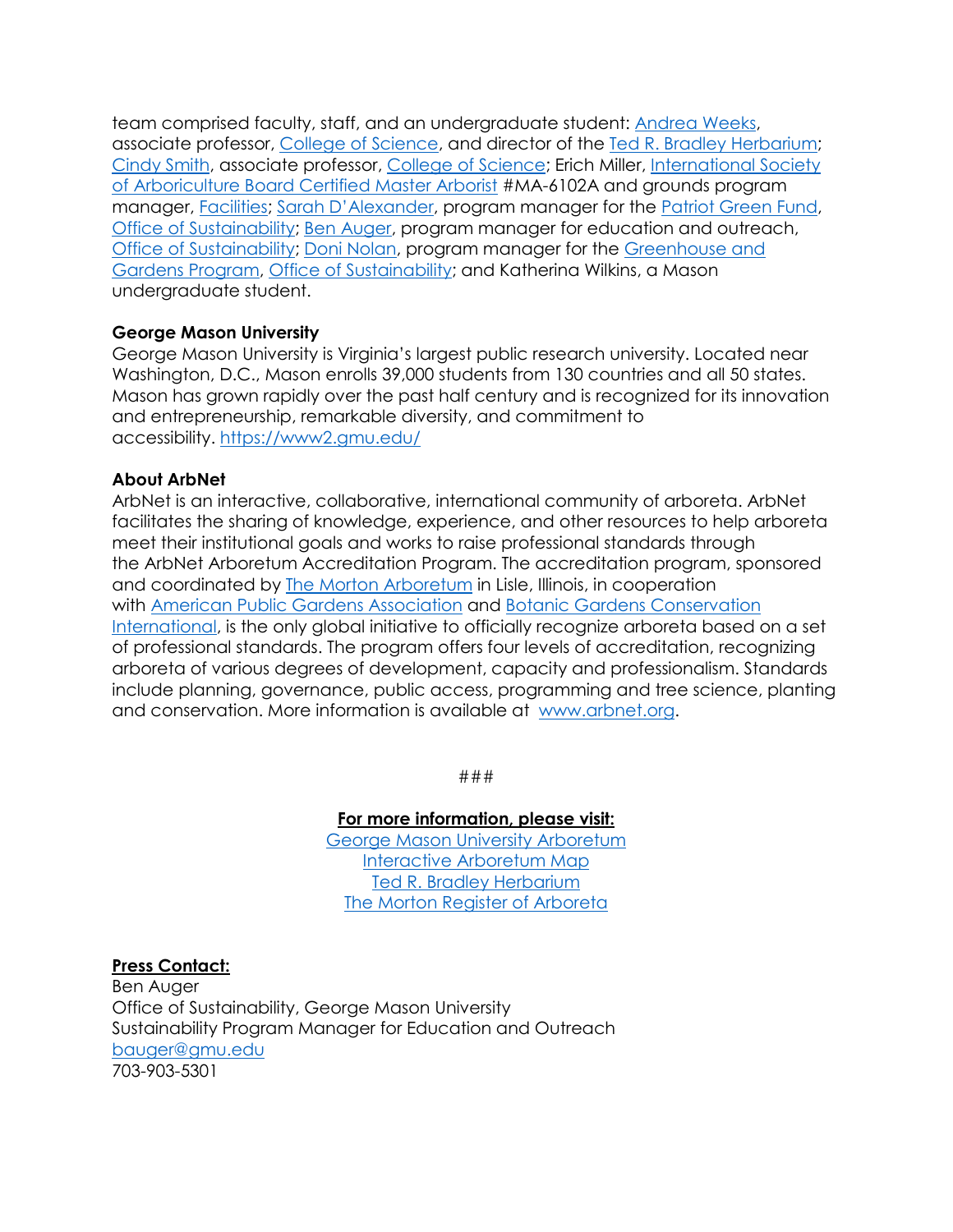team comprised faculty, staff, and an undergraduate student: Andrea Weeks, associate professor, College of Science, and director of the Ted R. Bradley Herbarium; Cindy Smith, associate professor, College of Science; Erich Miller, International Society of Arboriculture Board Certified Master Arborist #MA-6102A and grounds program manager, Facilities; Sarah D'Alexander, program manager for the Patriot Green Fund, Office of Sustainability; Ben Auger, program manager for education and outreach, Office of Sustainability; Doni Nolan, program manager for the Greenhouse and Gardens Program, Office of Sustainability; and Katherina Wilkins, a Mason undergraduate student.

**George Mason University**
George Mason University is Virginia's largest public research university. Located near Washington, D.C., Mason enrolls 39,000 students from 130 countries and all 50 states. Mason has grown rapidly over the past half century and is recognized for its innovation and entrepreneurship, remarkable diversity, and commitment to accessibility. https://www2.gmu.edu/

**About ArbNet**
ArbNet is an interactive, collaborative, international community of arboreta. ArbNet facilitates the sharing of knowledge, experience, and other resources to help arboreta meet their institutional goals and works to raise professional standards through the ArbNet Arboretum Accreditation Program. The accreditation program, sponsored and coordinated by The Morton Arboretum in Lisle, Illinois, in cooperation with American Public Gardens Association and Botanic Gardens Conservation International, is the only global initiative to officially recognize arboreta based on a set of professional standards. The program offers four levels of accreditation, recognizing arboreta of various degrees of development, capacity and professionalism. Standards include planning, governance, public access, programming and tree science, planting and conservation. More information is available at www.arbnet.org.

###

**For more information, please visit:**

George Mason University Arboretum
Interactive Arboretum Map
Ted R. Bradley Herbarium
The Morton Register of Arboreta

**Press Contact:**
Ben Auger
Office of Sustainability, George Mason University
Sustainability Program Manager for Education and Outreach
bauger@gmu.edu
703-903-5301